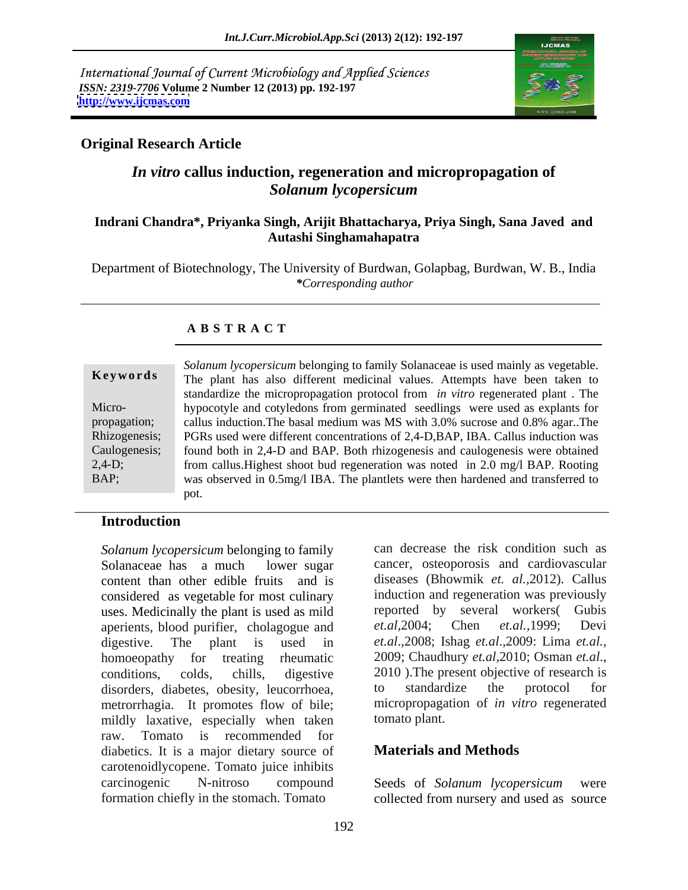International Journal of Current Microbiology and Applied Sciences
*ISSN: 2319-7706* **Volume 2 Number 12 (2013) pp. 192-197**
**http://www.ijcmas.com**

**Original Research Article**

# *In vitro* callus induction, regeneration and micropropagation of *Solanum lycopersicum*

**Indrani Chandra\*, Priyanka Singh, Arijit Bhattacharya, Priya Singh, Sana Javed and Autashi Singhamahapatra**

Department of Biotechnology, The University of Burdwan, Golapbag, Burdwan, W. B., India
*\*Corresponding author*

## A B S T R A C T

**Keywords**

Micro-propagation; Rhizogenesis; Caulogenesis; 2,4-D; BAP;

*Solanum lycopersicum* belonging to family Solanaceae is used mainly as vegetable. The plant has also different medicinal values. Attempts have been taken to standardize the micropropagation protocol from *in vitro* regenerated plant . The hypocotyle and cotyledons from germinated seedlings were used as explants for callus induction.The basal medium was MS with 3.0% sucrose and 0.8% agar..The PGRs used were different concentrations of 2,4-D,BAP, IBA. Callus induction was found both in 2,4-D and BAP. Both rhizogenesis and caulogenesis were obtained from callus.Highest shoot bud regeneration was noted in 2.0 mg/l BAP. Rooting was observed in 0.5mg/l IBA. The plantlets were then hardened and transferred to pot.

## Introduction

*Solanum lycopersicum* belonging to family Solanaceae has a much lower sugar content than other edible fruits and is considered as vegetable for most culinary uses. Medicinally the plant is used as mild aperients, blood purifier, cholagogue and digestive. The plant is used in homoeopathy for treating rheumatic conditions, colds, chills, digestive disorders, diabetes, obesity, leucorrhoea, metrorrhagia. It promotes flow of bile; mildly laxative, especially when taken raw. Tomato is recommended for diabetics. It is a major dietary source of carotenoidlycopene. Tomato juice inhibits carcinogenic N-nitroso compound formation chiefly in the stomach. Tomato can decrease the risk condition such as cancer, osteoporosis and cardiovascular diseases (Bhowmik *et. al.,*2012). Callus induction and regeneration was previously reported by several workers( Gubis *et.al,*2004; Chen *et.al.,*1999; Devi *et.al*.,2008; Ishag *et.al*.,2009: Lima *et.al.,* 2009; Chaudhury *et.al,*2010; Osman *et.al*., 2010 ).The present objective of research is to standardize the protocol for micropropagation of *in vitro* regenerated tomato plant.

## Materials and Methods

Seeds of *Solanum lycopersicum* were collected from nursery and used as source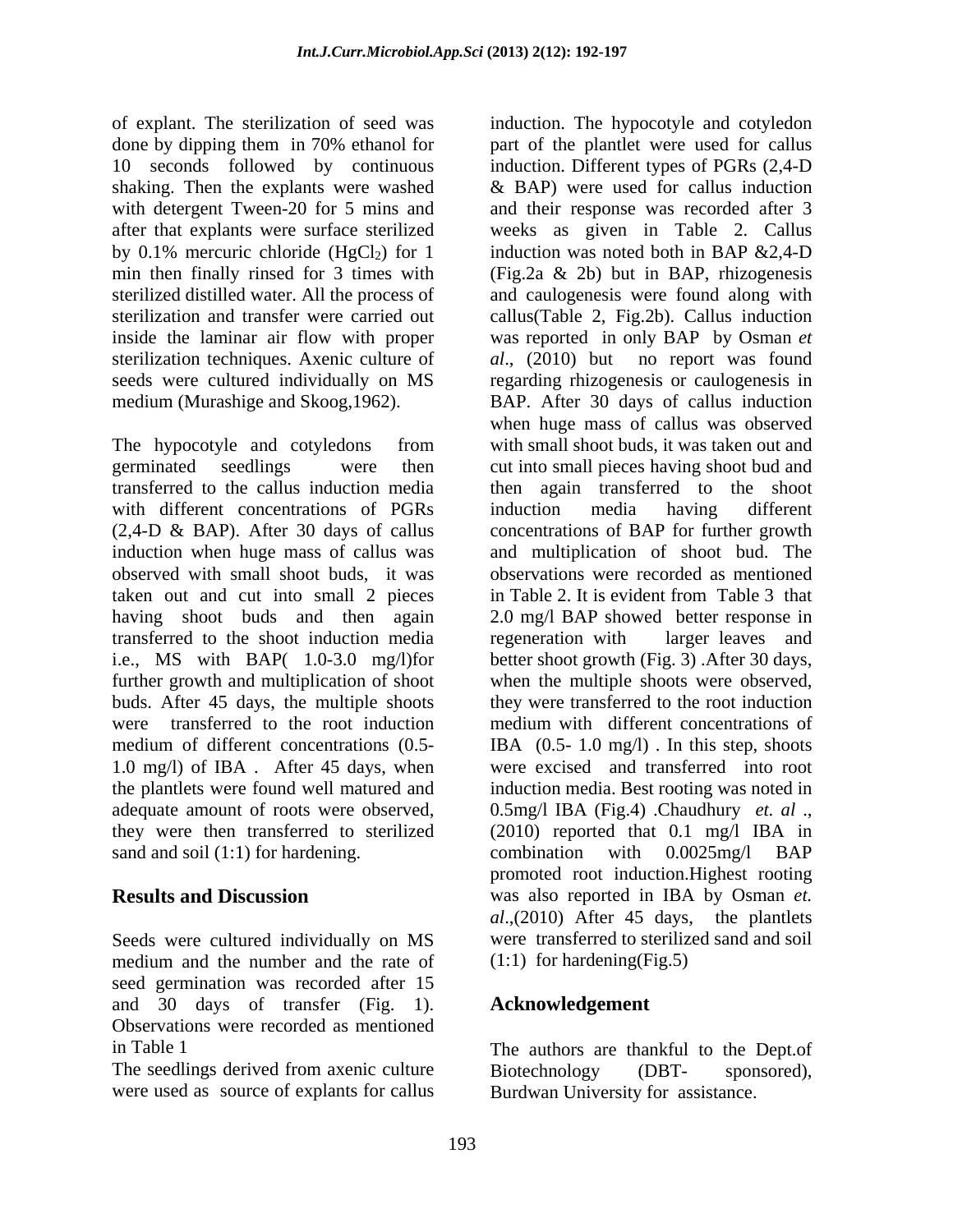of explant. The sterilization of seed was done by dipping them in 70% ethanol for 10 seconds followed by continuous shaking. Then the explants were washed with detergent Tween-20 for 5 mins and after that explants were surface sterilized by 0.1% mercuric chloride ($HgCl_2$) for 1 min then finally rinsed for 3 times with sterilized distilled water. All the process of sterilization and transfer were carried out inside the laminar air flow with proper sterilization techniques. Axenic culture of seeds were cultured individually on MS medium (Murashige and Skoog,1962).

The hypocotyle and cotyledons from germinated seedlings were then transferred to the callus induction media with different concentrations of PGRs (2,4-D & BAP). After 30 days of callus induction when huge mass of callus was observed with small shoot buds, it was taken out and cut into small 2 pieces having shoot buds and then again transferred to the shoot induction media i.e., MS with BAP( 1.0-3.0 mg/l)for further growth and multiplication of shoot buds. After 45 days, the multiple shoots were transferred to the root induction medium of different concentrations (0.5-1.0 mg/l) of IBA . After 45 days, when the plantlets were found well matured and adequate amount of roots were observed, they were then transferred to sterilized sand and soil (1:1) for hardening.

## Results and Discussion

Seeds were cultured individually on MS medium and the number and the rate of seed germination was recorded after 15 and 30 days of transfer (Fig. 1). Observations were recorded as mentioned in Table 1

The seedlings derived from axenic culture were used as source of explants for callus induction. The hypocotyle and cotyledon part of the plantlet were used for callus induction. Different types of PGRs (2,4-D & BAP) were used for callus induction and their response was recorded after 3 weeks as given in Table 2. Callus induction was noted both in BAP &2,4-D (Fig.2a & 2b) but in BAP, rhizogenesis and caulogenesis were found along with callus(Table 2, Fig.2b). Callus induction was reported in only BAP by Osman *et al*., (2010) but no report was found regarding rhizogenesis or caulogenesis in BAP. After 30 days of callus induction when huge mass of callus was observed with small shoot buds, it was taken out and cut into small pieces having shoot bud and then again transferred to the shoot induction media having different concentrations of BAP for further growth and multiplication of shoot bud. The observations were recorded as mentioned in Table 2. It is evident from Table 3 that 2.0 mg/l BAP showed better response in regeneration with larger leaves and better shoot growth (Fig. 3) .After 30 days, when the multiple shoots were observed, they were transferred to the root induction medium with different concentrations of IBA (0.5- 1.0 mg/l) . In this step, shoots were excised and transferred into root induction media. Best rooting was noted in 0.5mg/l IBA (Fig.4) .Chaudhury *et. al* ., (2010) reported that 0.1 mg/l IBA in combination with 0.0025mg/l BAP promoted root induction.Highest rooting was also reported in IBA by Osman *et. al*.,(2010) After 45 days, the plantlets were transferred to sterilized sand and soil (1:1) for hardening(Fig.5)

## Acknowledgement

The authors are thankful to the Dept.of Biotechnology (DBT- sponsored), Burdwan University for assistance.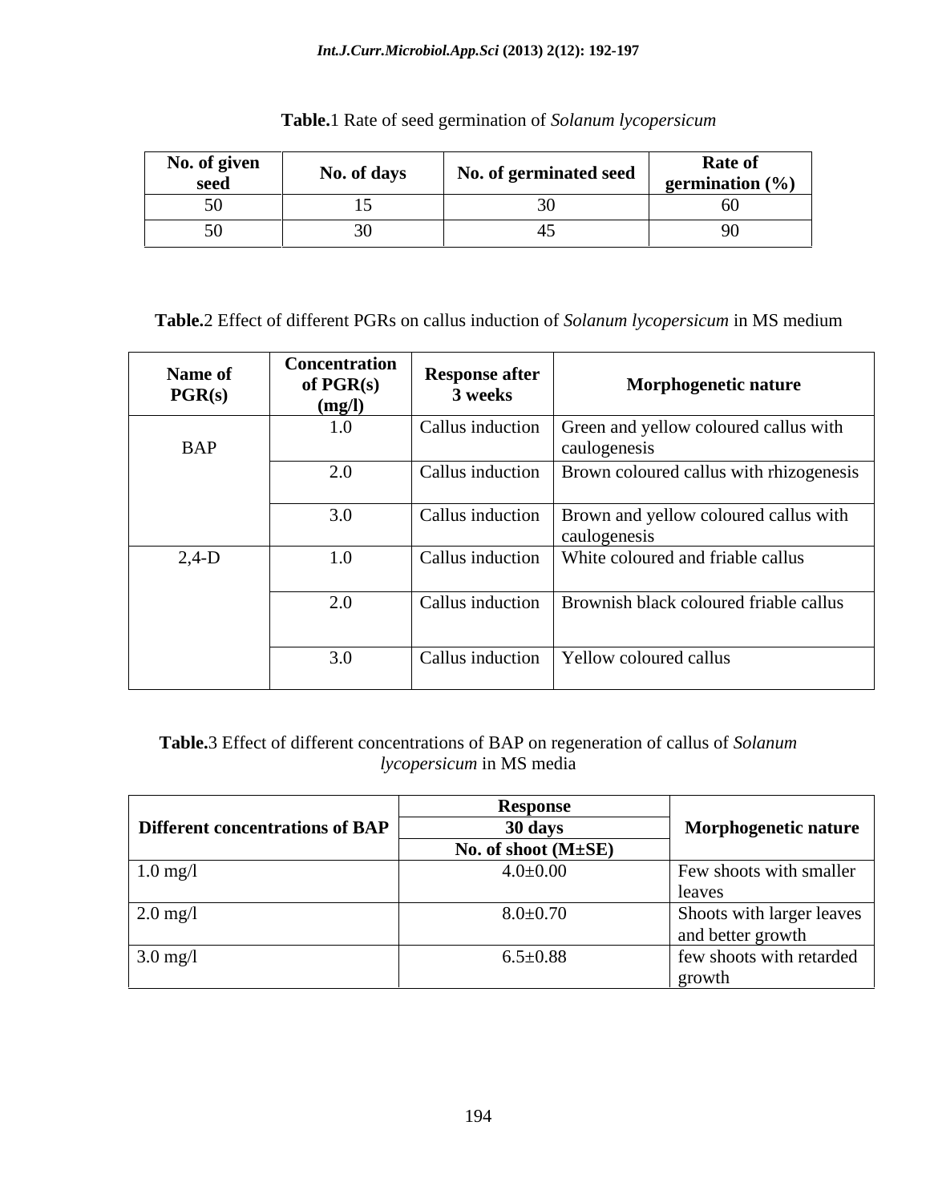**Table.**1 Rate of seed germination of *Solanum lycopersicum*

| No. of given seed | No. of days | No. of germinated seed | Rate of germination (%) |
|---|---|---|---|
| 50 | 15 | 30 | 60 |
| 50 | 30 | 45 | 90 |

**Table.**2 Effect of different PGRs on callus induction of *Solanum lycopersicum* in MS medium

| Name of PGR(s) | Concentration of PGR(s) (mg/l) | Response after 3 weeks | Morphogenetic nature |
|---|---|---|---|
| BAP | 1.0 | Callus induction | Green and yellow coloured callus with caulogenesis |
| | 2.0 | Callus induction | Brown coloured callus with rhizogenesis |
| | 3.0 | Callus induction | Brown and yellow coloured callus with caulogenesis |
| 2,4-D | 1.0 | Callus induction | White coloured and friable callus |
| | 2.0 | Callus induction | Brownish black coloured friable callus |
| | 3.0 | Callus induction | Yellow coloured callus |

**Table.**3 Effect of different concentrations of BAP on regeneration of callus of *Solanum lycopersicum* in MS media

| Different concentrations of BAP | Response 30 days No. of shoot (M±SE) | Morphogenetic nature |
|---|---|---|
| 1.0 mg/l | 4.0±0.00 | Few shoots with smaller leaves |
| 2.0 mg/l | 8.0±0.70 | Shoots with larger leaves and better growth |
| 3.0 mg/l | 6.5±0.88 | few shoots with retarded growth |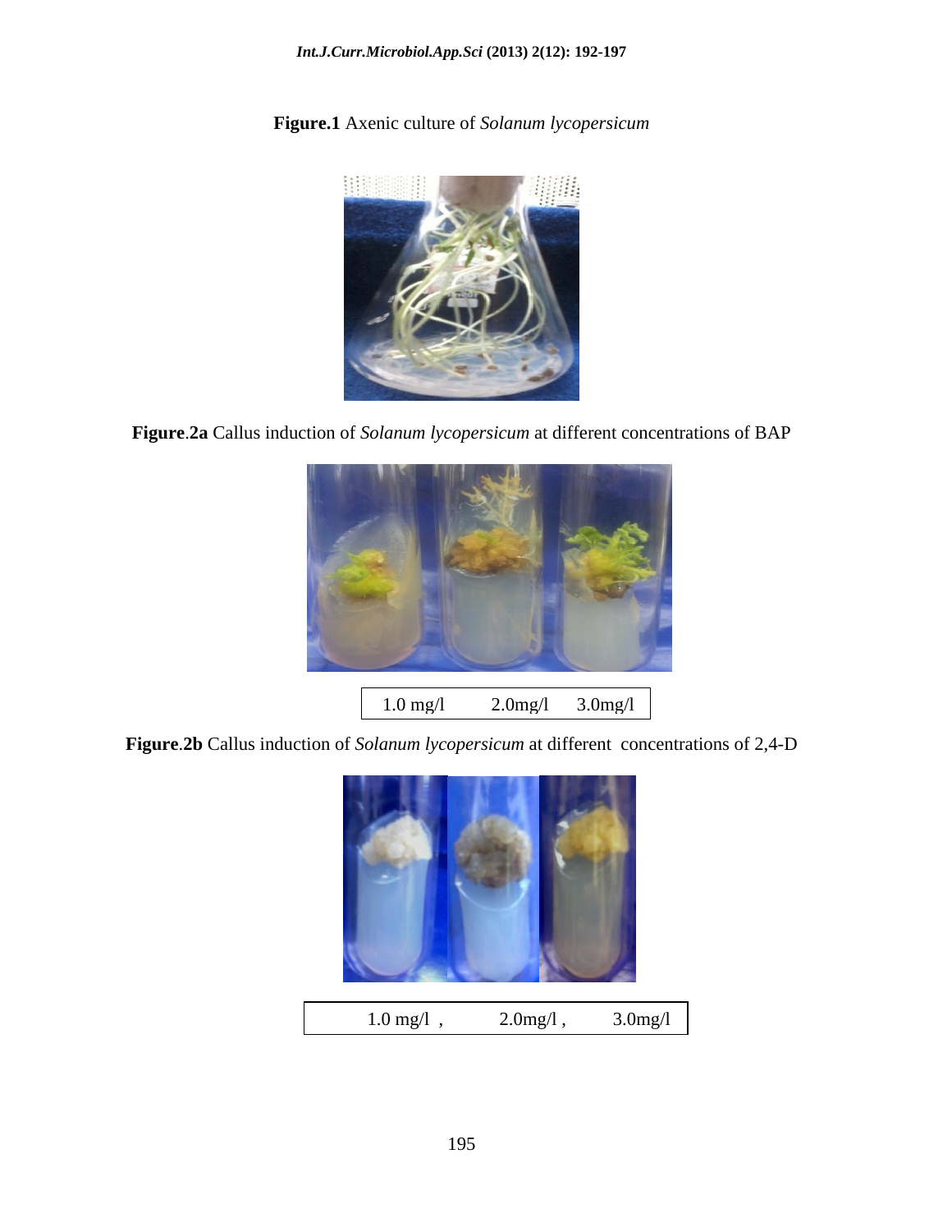**Figure.1** Axenic culture of *Solanum lycopersicum*

**Figure**.**2a** Callus induction of *Solanum lycopersicum* at different concentrations of BAP

1.0 mg/l 2.0mg/l 3.0mg/l

**Figure**.**2b** Callus induction of *Solanum lycopersicum* at different concentrations of 2,4-D

1.0 mg/l , 2.0mg/l , 3.0mg/l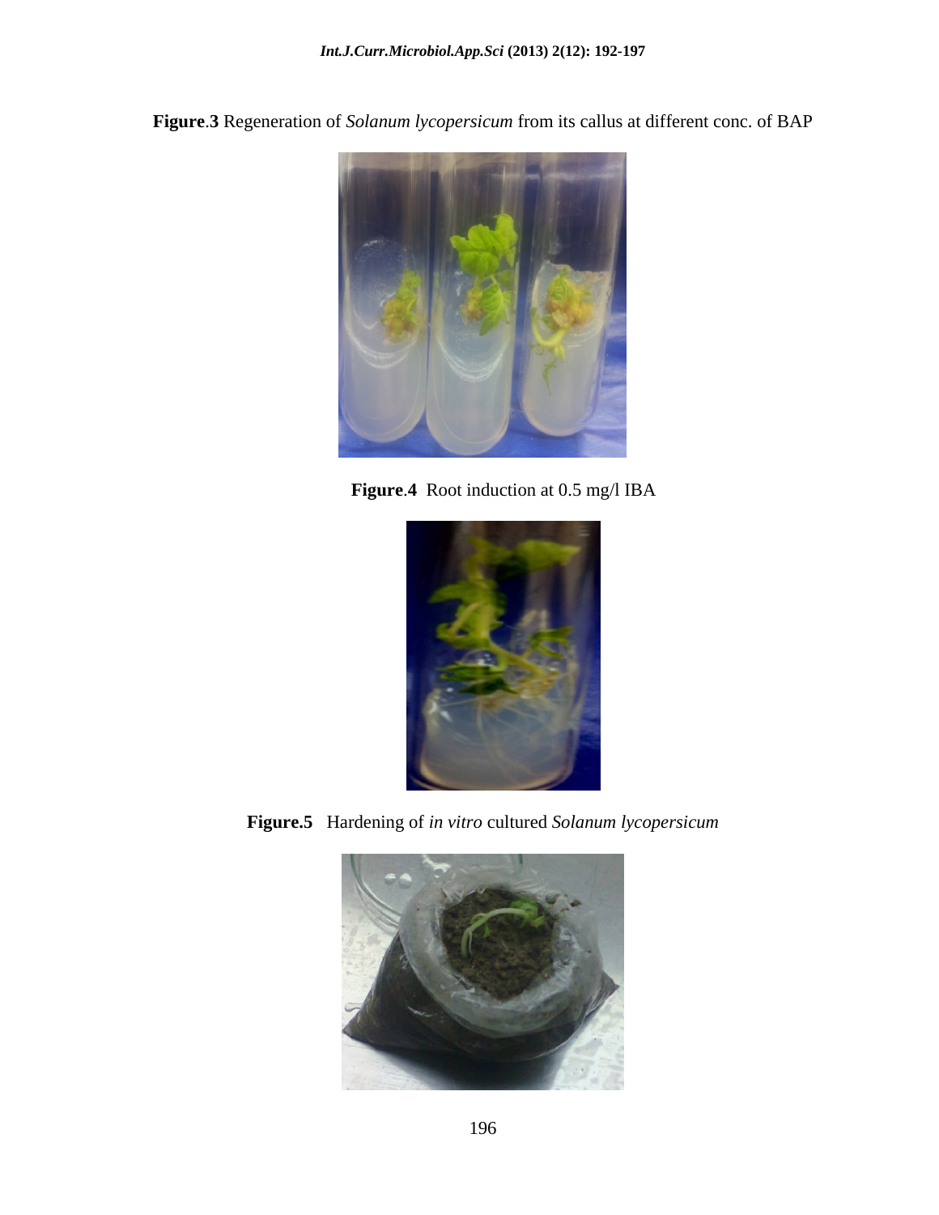**Figure**.**3** Regeneration of *Solanum lycopersicum* from its callus at different conc. of BAP

**Figure**.**4** Root induction at 0.5 mg/l IBA

**Figure.5** Hardening of *in vitro* cultured *Solanum lycopersicum*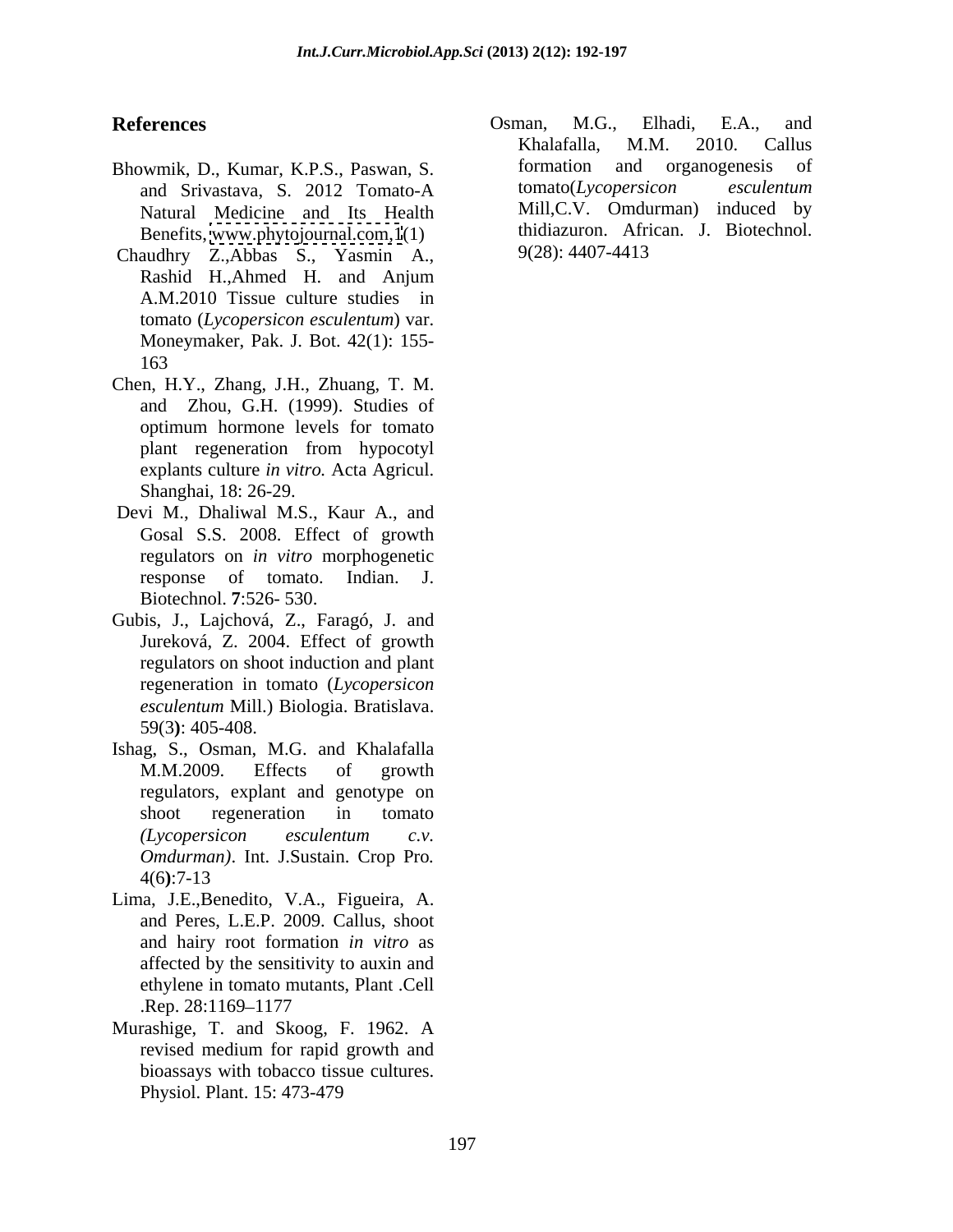## References

Bhowmik, D., Kumar, K.P.S., Paswan, S. and Srivastava, S. 2012 Tomato-A Natural Medicine and Its Health Benefits, www.phytojournal.com,1(1)

Chaudhry Z.,Abbas S., Yasmin A., Rashid H.,Ahmed H. and Anjum A.M.2010 Tissue culture studies in tomato (*Lycopersicon esculentum*) var. Moneymaker, Pak. J. Bot. 42(1): 155-163

Chen, H.Y., Zhang, J.H., Zhuang, T. M. and Zhou, G.H. (1999). Studies of optimum hormone levels for tomato plant regeneration from hypocotyl explants culture *in vitro.* Acta Agricul. Shanghai, 18: 26-29.

Devi M., Dhaliwal M.S., Kaur A., and Gosal S.S. 2008. Effect of growth regulators on *in vitro* morphogenetic response of tomato. Indian. J. Biotechnol. **7**:526- 530.

Gubis, J., Lajchová, Z., Faragó, J. and Jureková, Z. 2004. Effect of growth regulators on shoot induction and plant regeneration in tomato (*Lycopersicon esculentum* Mill.) Biologia. Bratislava. 59(3**)**: 405-408.

Ishag, S., Osman, M.G. and Khalafalla M.M.2009. Effects of growth regulators, explant and genotype on shoot regeneration in tomato *(Lycopersicon esculentum c.v. Omdurman)*. Int. J.Sustain. Crop Pro*.* 4(6**)**:7-13

Lima, J.E.,Benedito, V.A., Figueira, A. and Peres, L.E.P. 2009. Callus, shoot and hairy root formation *in vitro* as affected by the sensitivity to auxin and ethylene in tomato mutants, Plant .Cell .Rep. 28:1169–1177

Murashige, T. and Skoog, F. 1962. A revised medium for rapid growth and bioassays with tobacco tissue cultures. Physiol. Plant. 15: 473-479

Osman, M.G., Elhadi, E.A., and Khalafalla, M.M. 2010. Callus formation and organogenesis of tomato(*Lycopersicon esculentum* Mill,C.V. Omdurman) induced by thidiazuron. African. J. Biotechnol. 9(28): 4407-4413